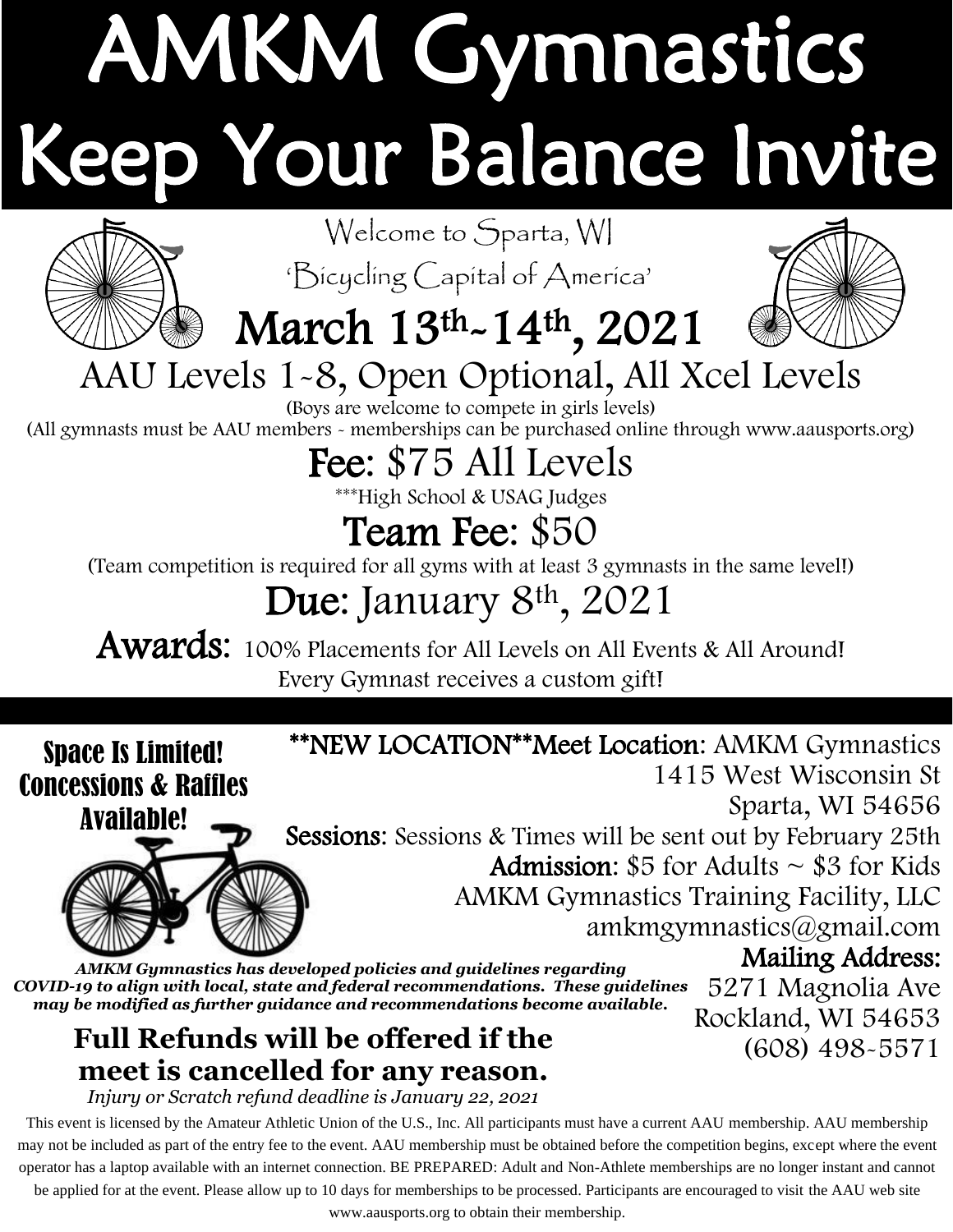# AMKM Gymnastics Keep Your Balance Invite

Welcome to Sparta, WI

'Bicycling Capital of America'

## March 13th-14th, 2021

### AAU Levels 1-8, Open Optional, All Xcel Levels

(Boys are welcome to compete in girls levels)

(All gymnasts must be AAU members - memberships can be purchased online through www.aausports.org)

### Fee: $75 All Levels

***High School & USAG Judges

### Team Fee: $50

(Team competition is required for all gyms with at least 3 gymnasts in the same level!)

### Due: January 8th, 2021

**Awards:** 100% Placements for All Levels on All Events & All Around!

Every Gymnast receives a custom gift!

**Space Is Limited! Concessions & Raffles Available!**

**\*\*NEW LOCATION\*\*Meet Location:** AMKM Gymnastics
1415 West Wisconsin St
Sparta, WI 54656

**Sessions:** Sessions & Times will be sent out by February 25th

**Admission:** $5 for Adults ~ $3 for Kids

AMKM Gymnastics Training Facility, LLC
amkmgymnastics@gmail.com

**Mailing Address:**
5271 Magnolia Ave
Rockland, WI 54653
(608) 498-5571

***AMKM Gymnastics has developed policies and guidelines regarding COVID-19 to align with local, state and federal recommendations. These guidelines may be modified as further guidance and recommendations become available.***

**Full Refunds will be offered if the meet is cancelled for any reason.**

*Injury or Scratch refund deadline is January 22, 2021*

This event is licensed by the Amateur Athletic Union of the U.S., Inc. All participants must have a current AAU membership. AAU membership may not be included as part of the entry fee to the event. AAU membership must be obtained before the competition begins, except where the event operator has a laptop available with an internet connection. BE PREPARED: Adult and Non-Athlete memberships are no longer instant and cannot be applied for at the event. Please allow up to 10 days for memberships to be processed. Participants are encouraged to visit the AAU web site www.aausports.org to obtain their membership.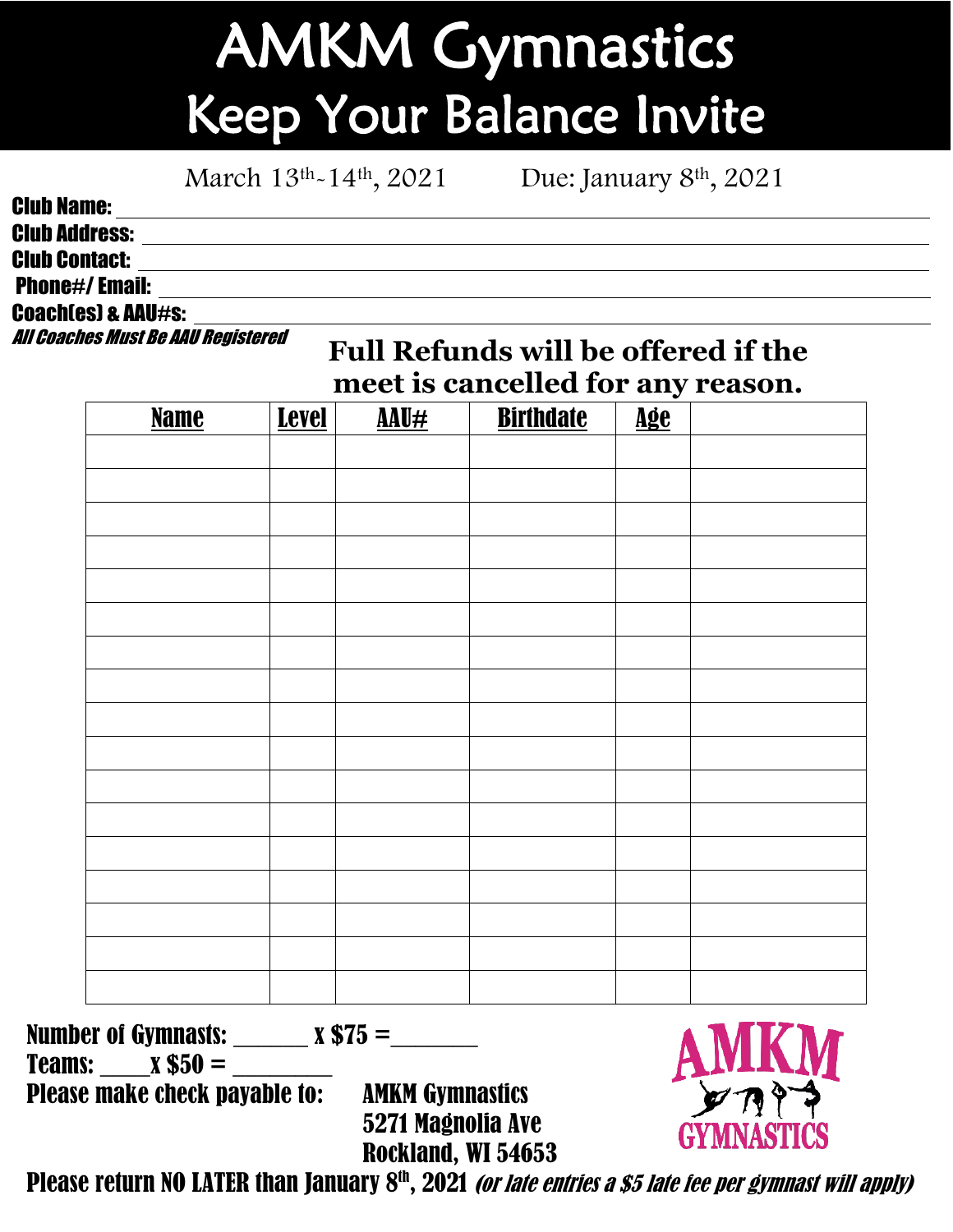# AMKM Gymnastics
# Keep Your Balance Invite

March 13th-14th, 2021 Due: January 8th, 2021

**Club Name:** ______________________________

**Club Address:** ______________________________

**Club Contact:** ______________________________

**Phone#/ Email:** ______________________________

**Coach(es) & AAU#s:** ______________________________

***All Coaches Must Be AAU Registered***

**Full Refunds will be offered if the meet is cancelled for any reason.**

| Name | Level | AAU# | Birthdate | Age | |
|---|---|---|---|---|---|
| | | | | | |
| | | | | | |
| | | | | | |
| | | | | | |
| | | | | | |
| | | | | | |
| | | | | | |
| | | | | | |
| | | | | | |
| | | | | | |
| | | | | | |
| | | | | | |
| | | | | | |
| | | | | | |
| | | | | | |
| | | | | | |
| | | | | | |

**Number of Gymnasts: ______ x $75 =_______**

**Teams: ____x $50 = ________**

**Please make check payable to:** **AMKM Gymnastics**
**5271 Magnolia Ave**
**Rockland, WI 54653**

AMKM GYMNASTICS

**Please return NO LATER than January 8th, 2021** ***(or late entries a $5 late fee per gymnast will apply)***